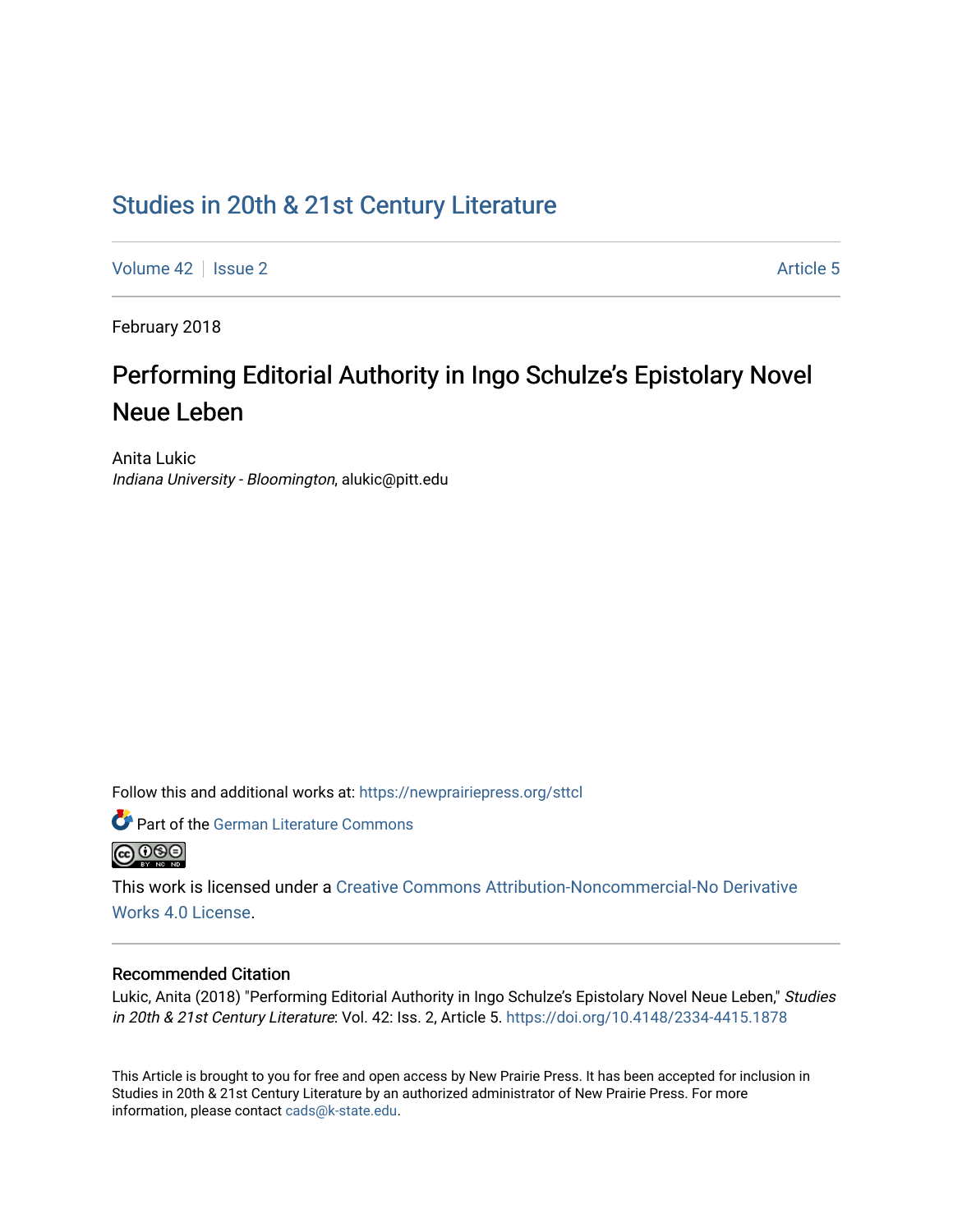Studies in 20th & 21st Century Literature

Volume 42 | Issue 2 | Article 5

February 2018

# Performing Editorial Authority in Ingo Schulze's Epistolary Novel Neue Leben

Anita Lukic
*Indiana University - Bloomington*, alukic@pitt.edu

Follow this and additional works at: https://newprairiepress.org/sttcl

Part of the German Literature Commons

This work is licensed under a Creative Commons Attribution-Noncommercial-No Derivative Works 4.0 License.

## Recommended Citation

Lukic, Anita (2018) "Performing Editorial Authority in Ingo Schulze's Epistolary Novel Neue Leben," *Studies in 20th & 21st Century Literature*: Vol. 42: Iss. 2, Article 5. https://doi.org/10.4148/2334-4415.1878

This Article is brought to you for free and open access by New Prairie Press. It has been accepted for inclusion in Studies in 20th & 21st Century Literature by an authorized administrator of New Prairie Press. For more information, please contact cads@k-state.edu.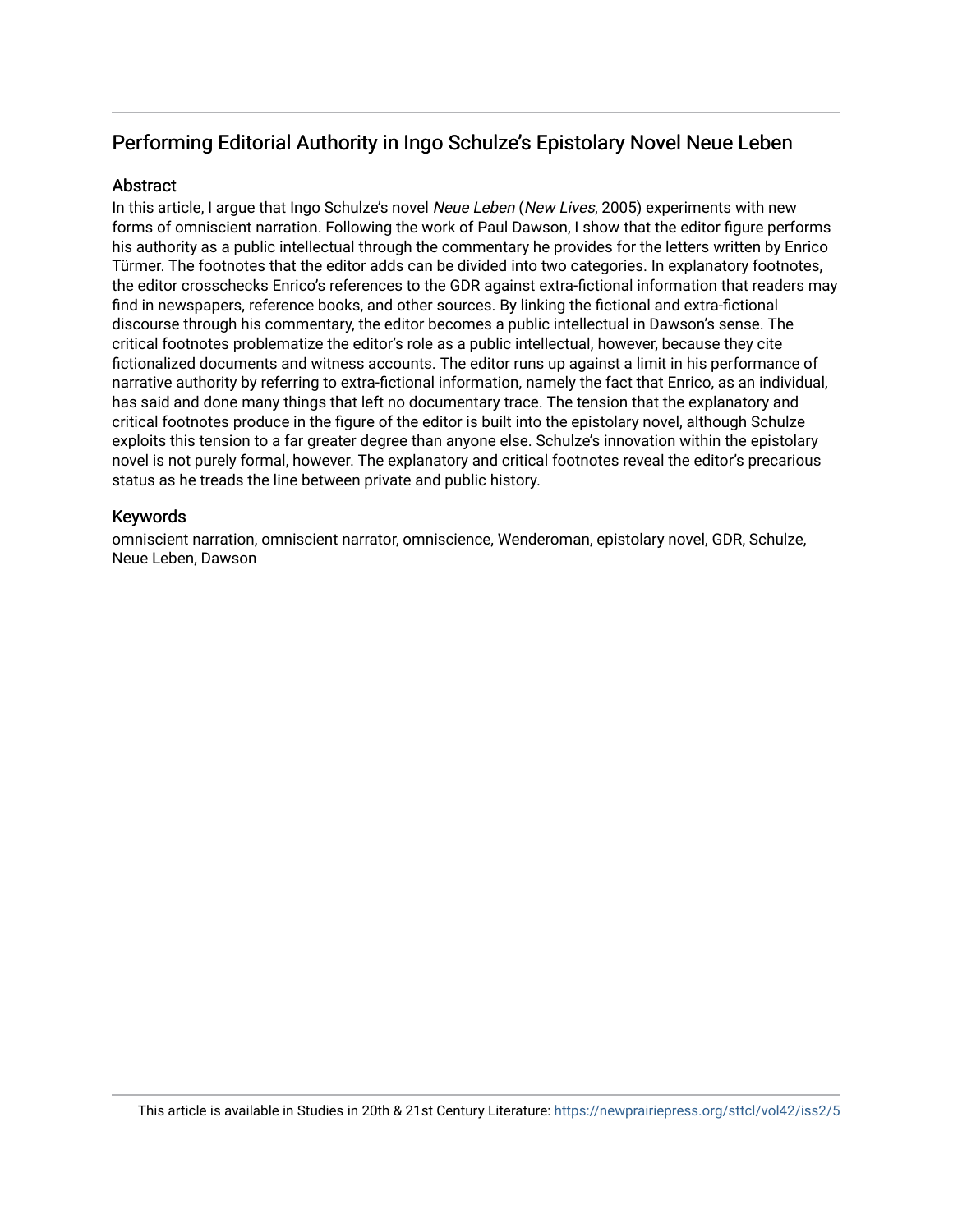## Performing Editorial Authority in Ingo Schulze's Epistolary Novel Neue Leben

### Abstract

In this article, I argue that Ingo Schulze's novel *Neue Leben* (*New Lives*, 2005) experiments with new forms of omniscient narration. Following the work of Paul Dawson, I show that the editor figure performs his authority as a public intellectual through the commentary he provides for the letters written by Enrico Türmer. The footnotes that the editor adds can be divided into two categories. In explanatory footnotes, the editor crosschecks Enrico's references to the GDR against extra-fictional information that readers may find in newspapers, reference books, and other sources. By linking the fictional and extra-fictional discourse through his commentary, the editor becomes a public intellectual in Dawson's sense. The critical footnotes problematize the editor's role as a public intellectual, however, because they cite fictionalized documents and witness accounts. The editor runs up against a limit in his performance of narrative authority by referring to extra-fictional information, namely the fact that Enrico, as an individual, has said and done many things that left no documentary trace. The tension that the explanatory and critical footnotes produce in the figure of the editor is built into the epistolary novel, although Schulze exploits this tension to a far greater degree than anyone else. Schulze's innovation within the epistolary novel is not purely formal, however. The explanatory and critical footnotes reveal the editor's precarious status as he treads the line between private and public history.

### Keywords

omniscient narration, omniscient narrator, omniscience, Wenderoman, epistolary novel, GDR, Schulze, Neue Leben, Dawson

This article is available in Studies in 20th & 21st Century Literature: https://newprairiepress.org/sttcl/vol42/iss2/5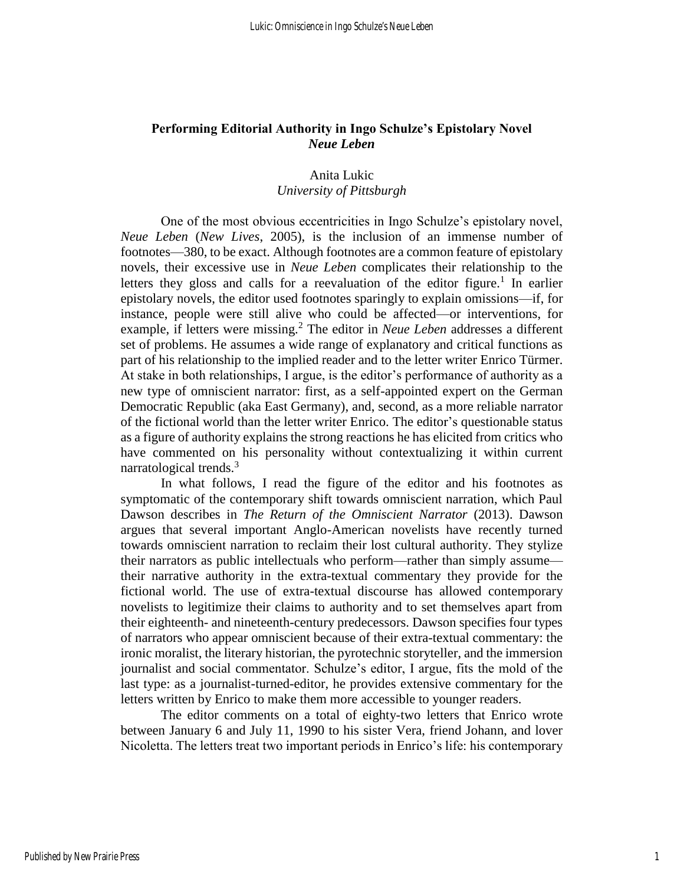## Performing Editorial Authority in Ingo Schulze's Epistolary Novel *Neue Leben*

Anita Lukic
*University of Pittsburgh*

One of the most obvious eccentricities in Ingo Schulze's epistolary novel, *Neue Leben* (*New Lives*, 2005), is the inclusion of an immense number of footnotes—380, to be exact. Although footnotes are a common feature of epistolary novels, their excessive use in *Neue Leben* complicates their relationship to the letters they gloss and calls for a reevaluation of the editor figure.[1] In earlier epistolary novels, the editor used footnotes sparingly to explain omissions—if, for instance, people were still alive who could be affected—or interventions, for example, if letters were missing.[2] The editor in *Neue Leben* addresses a different set of problems. He assumes a wide range of explanatory and critical functions as part of his relationship to the implied reader and to the letter writer Enrico Türmer. At stake in both relationships, I argue, is the editor's performance of authority as a new type of omniscient narrator: first, as a self-appointed expert on the German Democratic Republic (aka East Germany), and, second, as a more reliable narrator of the fictional world than the letter writer Enrico. The editor's questionable status as a figure of authority explains the strong reactions he has elicited from critics who have commented on his personality without contextualizing it within current narratological trends.[3]

In what follows, I read the figure of the editor and his footnotes as symptomatic of the contemporary shift towards omniscient narration, which Paul Dawson describes in *The Return of the Omniscient Narrator* (2013). Dawson argues that several important Anglo-American novelists have recently turned towards omniscient narration to reclaim their lost cultural authority. They stylize their narrators as public intellectuals who perform—rather than simply assume—their narrative authority in the extra-textual commentary they provide for the fictional world. The use of extra-textual discourse has allowed contemporary novelists to legitimize their claims to authority and to set themselves apart from their eighteenth- and nineteenth-century predecessors. Dawson specifies four types of narrators who appear omniscient because of their extra-textual commentary: the ironic moralist, the literary historian, the pyrotechnic storyteller, and the immersion journalist and social commentator. Schulze's editor, I argue, fits the mold of the last type: as a journalist-turned-editor, he provides extensive commentary for the letters written by Enrico to make them more accessible to younger readers.

The editor comments on a total of eighty-two letters that Enrico wrote between January 6 and July 11, 1990 to his sister Vera, friend Johann, and lover Nicoletta. The letters treat two important periods in Enrico's life: his contemporary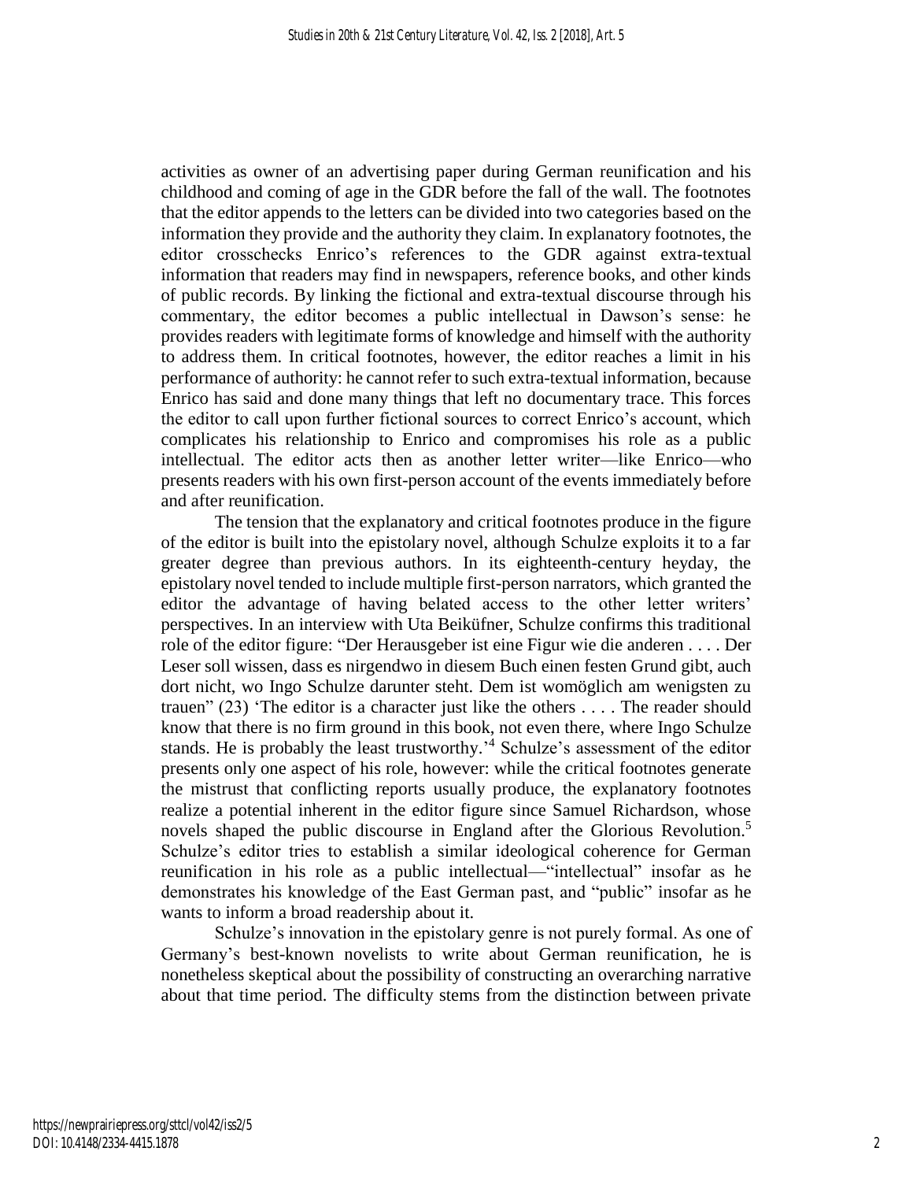activities as owner of an advertising paper during German reunification and his childhood and coming of age in the GDR before the fall of the wall. The footnotes that the editor appends to the letters can be divided into two categories based on the information they provide and the authority they claim. In explanatory footnotes, the editor crosschecks Enrico's references to the GDR against extra-textual information that readers may find in newspapers, reference books, and other kinds of public records. By linking the fictional and extra-textual discourse through his commentary, the editor becomes a public intellectual in Dawson's sense: he provides readers with legitimate forms of knowledge and himself with the authority to address them. In critical footnotes, however, the editor reaches a limit in his performance of authority: he cannot refer to such extra-textual information, because Enrico has said and done many things that left no documentary trace. This forces the editor to call upon further fictional sources to correct Enrico's account, which complicates his relationship to Enrico and compromises his role as a public intellectual. The editor acts then as another letter writer—like Enrico—who presents readers with his own first-person account of the events immediately before and after reunification.

The tension that the explanatory and critical footnotes produce in the figure of the editor is built into the epistolary novel, although Schulze exploits it to a far greater degree than previous authors. In its eighteenth-century heyday, the epistolary novel tended to include multiple first-person narrators, which granted the editor the advantage of having belated access to the other letter writers' perspectives. In an interview with Uta Beiküfner, Schulze confirms this traditional role of the editor figure: "Der Herausgeber ist eine Figur wie die anderen . . . . Der Leser soll wissen, dass es nirgendwo in diesem Buch einen festen Grund gibt, auch dort nicht, wo Ingo Schulze darunter steht. Dem ist womöglich am wenigsten zu trauen" (23) 'The editor is a character just like the others . . . . The reader should know that there is no firm ground in this book, not even there, where Ingo Schulze stands. He is probably the least trustworthy.'[4] Schulze's assessment of the editor presents only one aspect of his role, however: while the critical footnotes generate the mistrust that conflicting reports usually produce, the explanatory footnotes realize a potential inherent in the editor figure since Samuel Richardson, whose novels shaped the public discourse in England after the Glorious Revolution.[5] Schulze's editor tries to establish a similar ideological coherence for German reunification in his role as a public intellectual—"intellectual" insofar as he demonstrates his knowledge of the East German past, and "public" insofar as he wants to inform a broad readership about it.

Schulze's innovation in the epistolary genre is not purely formal. As one of Germany's best-known novelists to write about German reunification, he is nonetheless skeptical about the possibility of constructing an overarching narrative about that time period. The difficulty stems from the distinction between private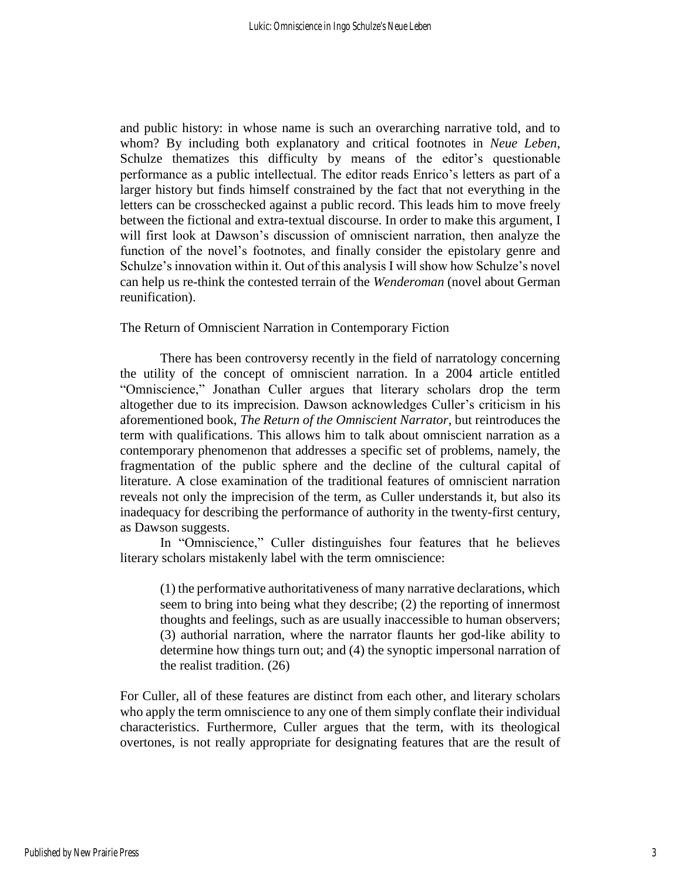and public history: in whose name is such an overarching narrative told, and to whom? By including both explanatory and critical footnotes in *Neue Leben*, Schulze thematizes this difficulty by means of the editor's questionable performance as a public intellectual. The editor reads Enrico's letters as part of a larger history but finds himself constrained by the fact that not everything in the letters can be crosschecked against a public record. This leads him to move freely between the fictional and extra-textual discourse. In order to make this argument, I will first look at Dawson's discussion of omniscient narration, then analyze the function of the novel's footnotes, and finally consider the epistolary genre and Schulze's innovation within it. Out of this analysis I will show how Schulze's novel can help us re-think the contested terrain of the *Wenderoman* (novel about German reunification).

## The Return of Omniscient Narration in Contemporary Fiction

There has been controversy recently in the field of narratology concerning the utility of the concept of omniscient narration. In a 2004 article entitled "Omniscience," Jonathan Culler argues that literary scholars drop the term altogether due to its imprecision. Dawson acknowledges Culler's criticism in his aforementioned book, *The Return of the Omniscient Narrator*, but reintroduces the term with qualifications. This allows him to talk about omniscient narration as a contemporary phenomenon that addresses a specific set of problems, namely, the fragmentation of the public sphere and the decline of the cultural capital of literature. A close examination of the traditional features of omniscient narration reveals not only the imprecision of the term, as Culler understands it, but also its inadequacy for describing the performance of authority in the twenty-first century, as Dawson suggests.

In "Omniscience," Culler distinguishes four features that he believes literary scholars mistakenly label with the term omniscience:

> (1) the performative authoritativeness of many narrative declarations, which seem to bring into being what they describe; (2) the reporting of innermost thoughts and feelings, such as are usually inaccessible to human observers; (3) authorial narration, where the narrator flaunts her god-like ability to determine how things turn out; and (4) the synoptic impersonal narration of the realist tradition. (26)

For Culler, all of these features are distinct from each other, and literary scholars who apply the term omniscience to any one of them simply conflate their individual characteristics. Furthermore, Culler argues that the term, with its theological overtones, is not really appropriate for designating features that are the result of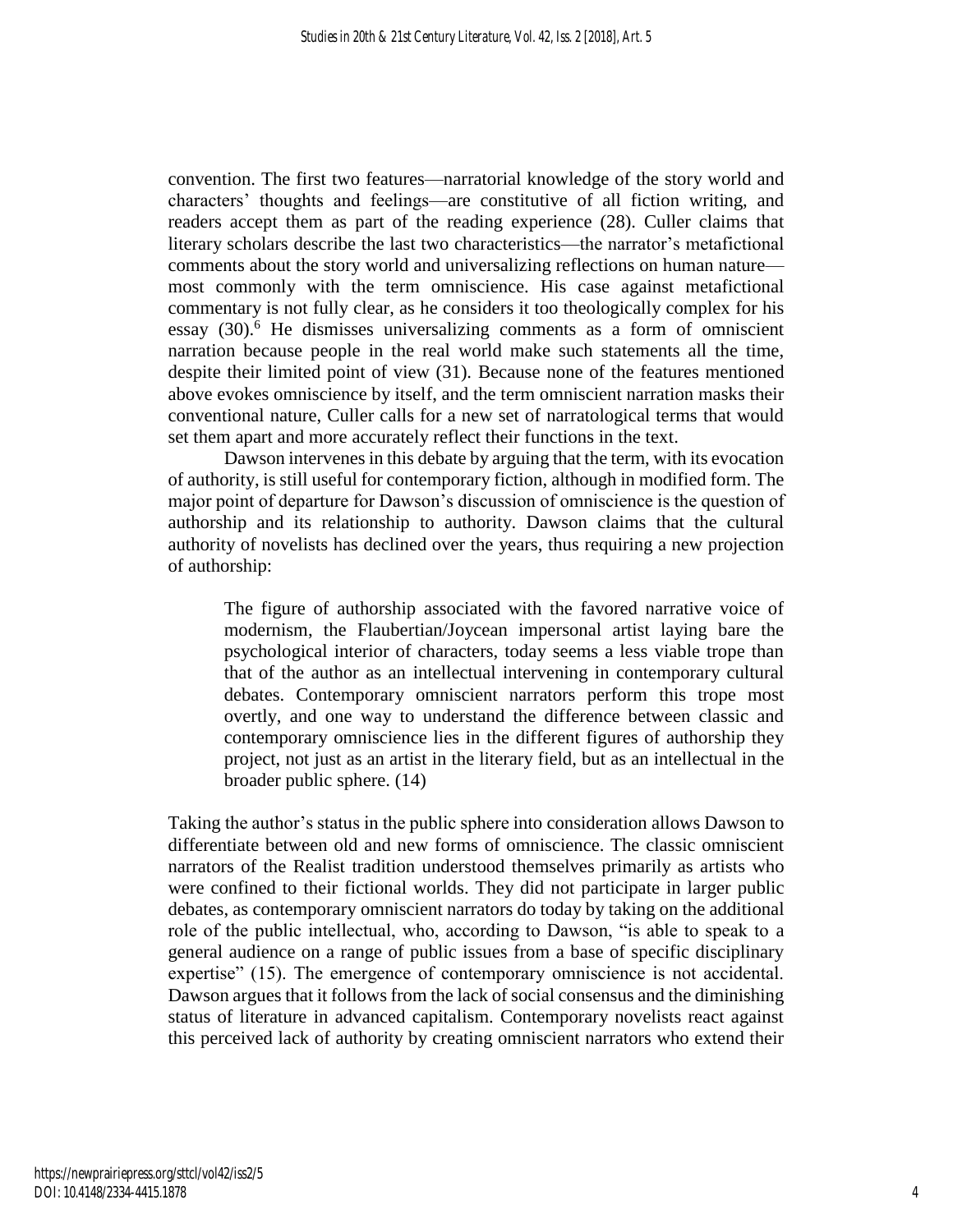convention. The first two features—narratorial knowledge of the story world and characters' thoughts and feelings—are constitutive of all fiction writing, and readers accept them as part of the reading experience (28). Culler claims that literary scholars describe the last two characteristics—the narrator's metafictional comments about the story world and universalizing reflections on human nature—most commonly with the term omniscience. His case against metafictional commentary is not fully clear, as he considers it too theologically complex for his essay (30).[6] He dismisses universalizing comments as a form of omniscient narration because people in the real world make such statements all the time, despite their limited point of view (31). Because none of the features mentioned above evokes omniscience by itself, and the term omniscient narration masks their conventional nature, Culler calls for a new set of narratological terms that would set them apart and more accurately reflect their functions in the text.

Dawson intervenes in this debate by arguing that the term, with its evocation of authority, is still useful for contemporary fiction, although in modified form. The major point of departure for Dawson's discussion of omniscience is the question of authorship and its relationship to authority. Dawson claims that the cultural authority of novelists has declined over the years, thus requiring a new projection of authorship:

> The figure of authorship associated with the favored narrative voice of modernism, the Flaubertian/Joycean impersonal artist laying bare the psychological interior of characters, today seems a less viable trope than that of the author as an intellectual intervening in contemporary cultural debates. Contemporary omniscient narrators perform this trope most overtly, and one way to understand the difference between classic and contemporary omniscience lies in the different figures of authorship they project, not just as an artist in the literary field, but as an intellectual in the broader public sphere. (14)

Taking the author's status in the public sphere into consideration allows Dawson to differentiate between old and new forms of omniscience. The classic omniscient narrators of the Realist tradition understood themselves primarily as artists who were confined to their fictional worlds. They did not participate in larger public debates, as contemporary omniscient narrators do today by taking on the additional role of the public intellectual, who, according to Dawson, "is able to speak to a general audience on a range of public issues from a base of specific disciplinary expertise" (15). The emergence of contemporary omniscience is not accidental. Dawson argues that it follows from the lack of social consensus and the diminishing status of literature in advanced capitalism. Contemporary novelists react against this perceived lack of authority by creating omniscient narrators who extend their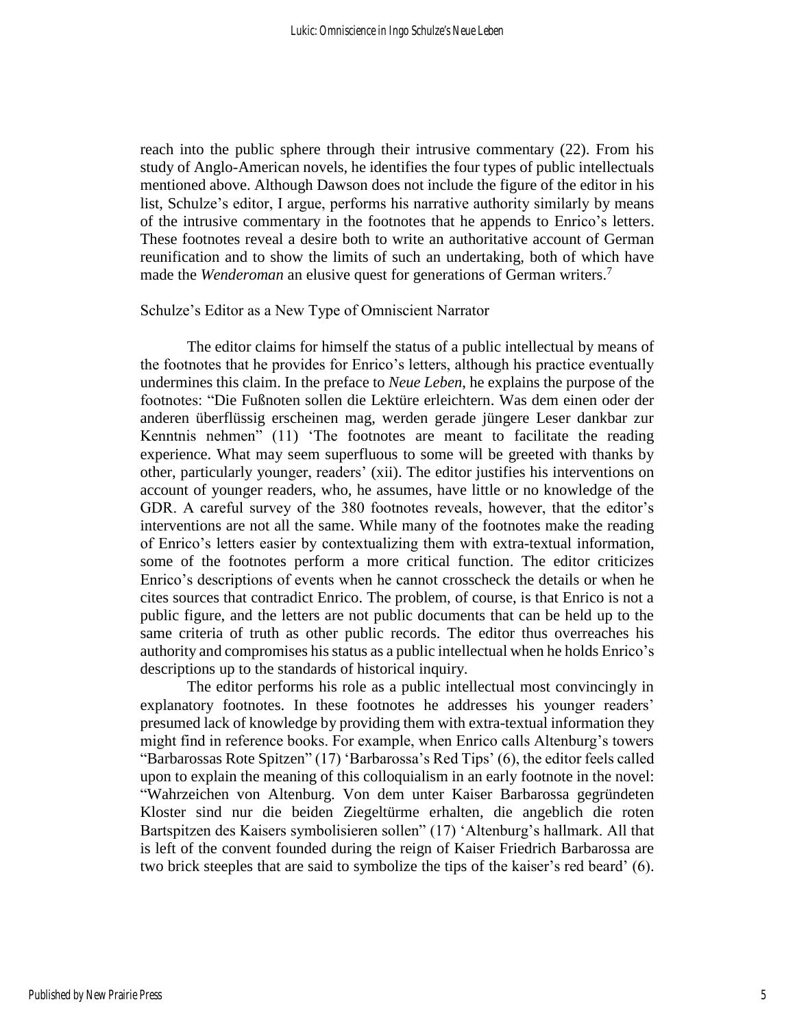reach into the public sphere through their intrusive commentary (22). From his study of Anglo-American novels, he identifies the four types of public intellectuals mentioned above. Although Dawson does not include the figure of the editor in his list, Schulze's editor, I argue, performs his narrative authority similarly by means of the intrusive commentary in the footnotes that he appends to Enrico's letters. These footnotes reveal a desire both to write an authoritative account of German reunification and to show the limits of such an undertaking, both of which have made the *Wenderoman* an elusive quest for generations of German writers.[7]

## Schulze's Editor as a New Type of Omniscient Narrator

The editor claims for himself the status of a public intellectual by means of the footnotes that he provides for Enrico's letters, although his practice eventually undermines this claim. In the preface to *Neue Leben*, he explains the purpose of the footnotes: "Die Fußnoten sollen die Lektüre erleichtern. Was dem einen oder der anderen überflüssig erscheinen mag, werden gerade jüngere Leser dankbar zur Kenntnis nehmen" (11) 'The footnotes are meant to facilitate the reading experience. What may seem superfluous to some will be greeted with thanks by other, particularly younger, readers' (xii). The editor justifies his interventions on account of younger readers, who, he assumes, have little or no knowledge of the GDR. A careful survey of the 380 footnotes reveals, however, that the editor's interventions are not all the same. While many of the footnotes make the reading of Enrico's letters easier by contextualizing them with extra-textual information, some of the footnotes perform a more critical function. The editor criticizes Enrico's descriptions of events when he cannot crosscheck the details or when he cites sources that contradict Enrico. The problem, of course, is that Enrico is not a public figure, and the letters are not public documents that can be held up to the same criteria of truth as other public records. The editor thus overreaches his authority and compromises his status as a public intellectual when he holds Enrico's descriptions up to the standards of historical inquiry.

The editor performs his role as a public intellectual most convincingly in explanatory footnotes. In these footnotes he addresses his younger readers' presumed lack of knowledge by providing them with extra-textual information they might find in reference books. For example, when Enrico calls Altenburg's towers "Barbarossas Rote Spitzen" (17) 'Barbarossa's Red Tips' (6), the editor feels called upon to explain the meaning of this colloquialism in an early footnote in the novel: "Wahrzeichen von Altenburg. Von dem unter Kaiser Barbarossa gegründeten Kloster sind nur die beiden Ziegeltürme erhalten, die angeblich die roten Bartspitzen des Kaisers symbolisieren sollen" (17) 'Altenburg's hallmark. All that is left of the convent founded during the reign of Kaiser Friedrich Barbarossa are two brick steeples that are said to symbolize the tips of the kaiser's red beard' (6).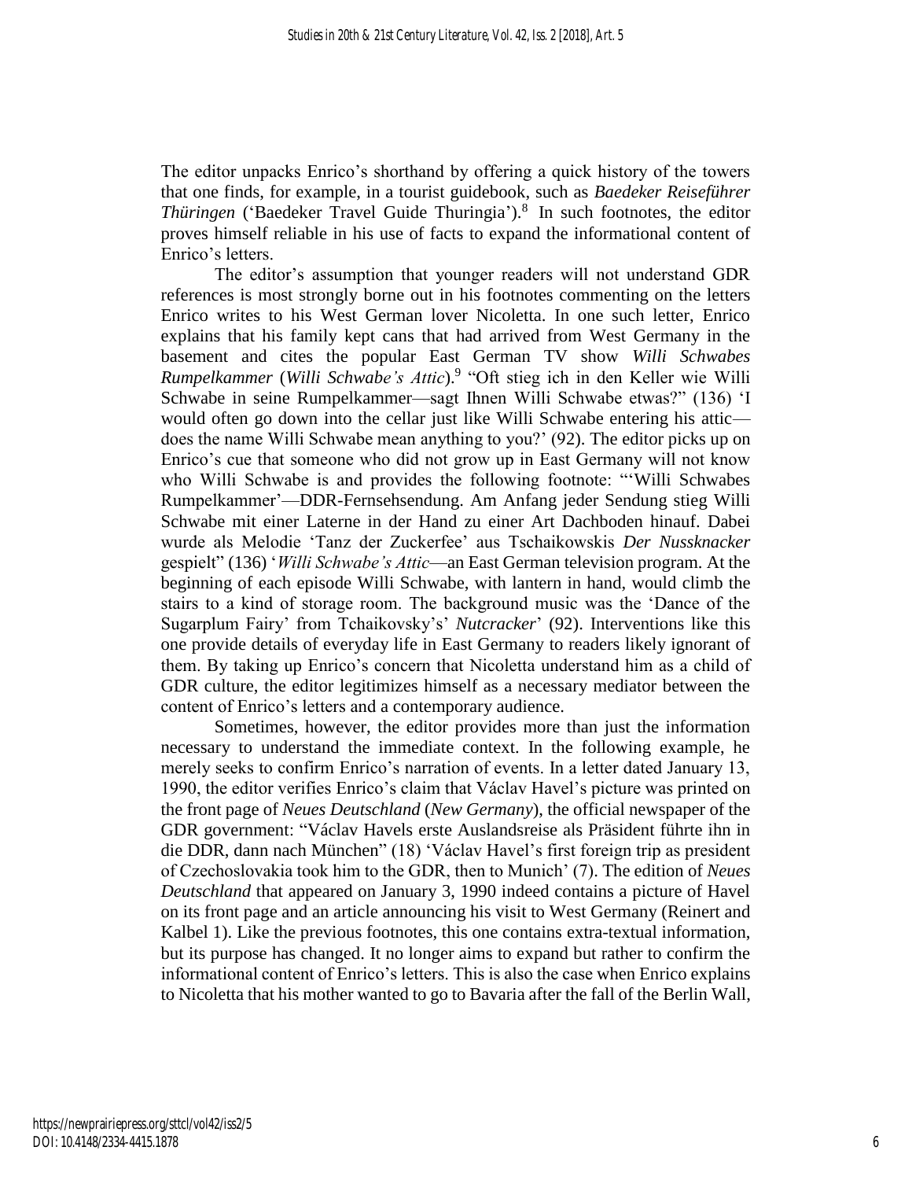The editor unpacks Enrico's shorthand by offering a quick history of the towers that one finds, for example, in a tourist guidebook, such as *Baedeker Reiseführer Thüringen* ('Baedeker Travel Guide Thuringia').[8] In such footnotes, the editor proves himself reliable in his use of facts to expand the informational content of Enrico's letters.

The editor's assumption that younger readers will not understand GDR references is most strongly borne out in his footnotes commenting on the letters Enrico writes to his West German lover Nicoletta. In one such letter, Enrico explains that his family kept cans that had arrived from West Germany in the basement and cites the popular East German TV show *Willi Schwabes Rumpelkammer* (*Willi Schwabe's Attic*).[9] "Oft stieg ich in den Keller wie Willi Schwabe in seine Rumpelkammer—sagt Ihnen Willi Schwabe etwas?" (136) 'I would often go down into the cellar just like Willi Schwabe entering his attic—does the name Willi Schwabe mean anything to you?' (92). The editor picks up on Enrico's cue that someone who did not grow up in East Germany will not know who Willi Schwabe is and provides the following footnote: "'Willi Schwabes Rumpelkammer'—DDR-Fernsehsendung. Am Anfang jeder Sendung stieg Willi Schwabe mit einer Laterne in der Hand zu einer Art Dachboden hinauf. Dabei wurde als Melodie 'Tanz der Zuckerfee' aus Tschaikowskis *Der Nussknacker* gespielt" (136) '*Willi Schwabe's Attic*—an East German television program. At the beginning of each episode Willi Schwabe, with lantern in hand, would climb the stairs to a kind of storage room. The background music was the 'Dance of the Sugarplum Fairy' from Tchaikovsky's' *Nutcracker*' (92). Interventions like this one provide details of everyday life in East Germany to readers likely ignorant of them. By taking up Enrico's concern that Nicoletta understand him as a child of GDR culture, the editor legitimizes himself as a necessary mediator between the content of Enrico's letters and a contemporary audience.

Sometimes, however, the editor provides more than just the information necessary to understand the immediate context. In the following example, he merely seeks to confirm Enrico's narration of events. In a letter dated January 13, 1990, the editor verifies Enrico's claim that Václav Havel's picture was printed on the front page of *Neues Deutschland* (*New Germany*), the official newspaper of the GDR government: "Václav Havels erste Auslandsreise als Präsident führte ihn in die DDR, dann nach München" (18) 'Václav Havel's first foreign trip as president of Czechoslovakia took him to the GDR, then to Munich' (7). The edition of *Neues Deutschland* that appeared on January 3, 1990 indeed contains a picture of Havel on its front page and an article announcing his visit to West Germany (Reinert and Kalbel 1). Like the previous footnotes, this one contains extra-textual information, but its purpose has changed. It no longer aims to expand but rather to confirm the informational content of Enrico's letters. This is also the case when Enrico explains to Nicoletta that his mother wanted to go to Bavaria after the fall of the Berlin Wall,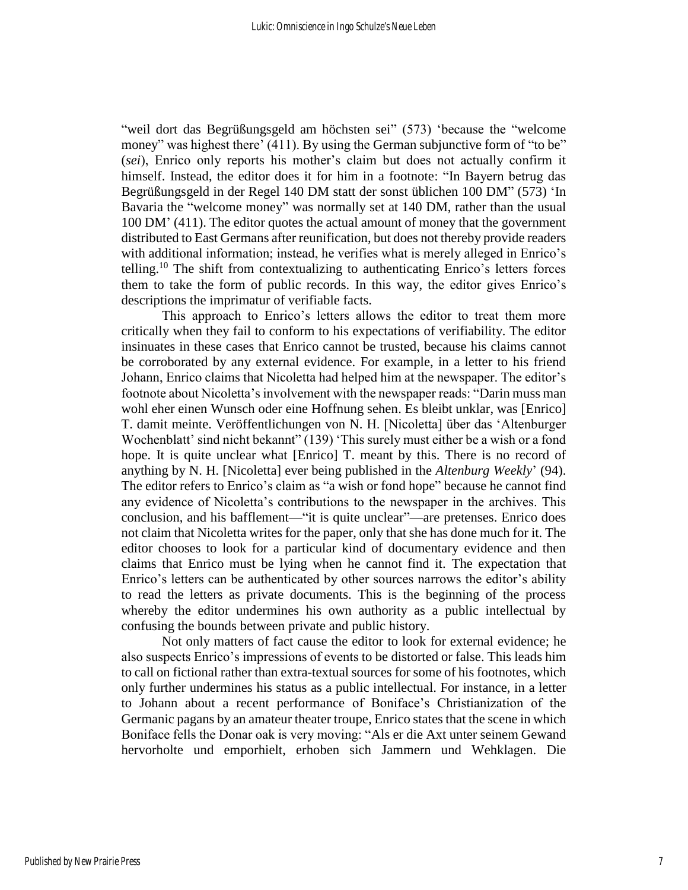"weil dort das Begrüßungsgeld am höchsten sei" (573) 'because the "welcome money" was highest there' (411). By using the German subjunctive form of "to be" (*sei*), Enrico only reports his mother's claim but does not actually confirm it himself. Instead, the editor does it for him in a footnote: "In Bayern betrug das Begrüßungsgeld in der Regel 140 DM statt der sonst üblichen 100 DM" (573) 'In Bavaria the "welcome money" was normally set at 140 DM, rather than the usual 100 DM' (411). The editor quotes the actual amount of money that the government distributed to East Germans after reunification, but does not thereby provide readers with additional information; instead, he verifies what is merely alleged in Enrico's telling.[10] The shift from contextualizing to authenticating Enrico's letters forces them to take the form of public records. In this way, the editor gives Enrico's descriptions the imprimatur of verifiable facts.

This approach to Enrico's letters allows the editor to treat them more critically when they fail to conform to his expectations of verifiability. The editor insinuates in these cases that Enrico cannot be trusted, because his claims cannot be corroborated by any external evidence. For example, in a letter to his friend Johann, Enrico claims that Nicoletta had helped him at the newspaper. The editor's footnote about Nicoletta's involvement with the newspaper reads: "Darin muss man wohl eher einen Wunsch oder eine Hoffnung sehen. Es bleibt unklar, was [Enrico] T. damit meinte. Veröffentlichungen von N. H. [Nicoletta] über das 'Altenburger Wochenblatt' sind nicht bekannt" (139) 'This surely must either be a wish or a fond hope. It is quite unclear what [Enrico] T. meant by this. There is no record of anything by N. H. [Nicoletta] ever being published in the *Altenburg Weekly*' (94). The editor refers to Enrico's claim as "a wish or fond hope" because he cannot find any evidence of Nicoletta's contributions to the newspaper in the archives. This conclusion, and his bafflement—"it is quite unclear"—are pretenses. Enrico does not claim that Nicoletta writes for the paper, only that she has done much for it. The editor chooses to look for a particular kind of documentary evidence and then claims that Enrico must be lying when he cannot find it. The expectation that Enrico's letters can be authenticated by other sources narrows the editor's ability to read the letters as private documents. This is the beginning of the process whereby the editor undermines his own authority as a public intellectual by confusing the bounds between private and public history.

Not only matters of fact cause the editor to look for external evidence; he also suspects Enrico's impressions of events to be distorted or false. This leads him to call on fictional rather than extra-textual sources for some of his footnotes, which only further undermines his status as a public intellectual. For instance, in a letter to Johann about a recent performance of Boniface's Christianization of the Germanic pagans by an amateur theater troupe, Enrico states that the scene in which Boniface fells the Donar oak is very moving: "Als er die Axt unter seinem Gewand hervorholte und emporhielt, erhoben sich Jammern und Wehklagen. Die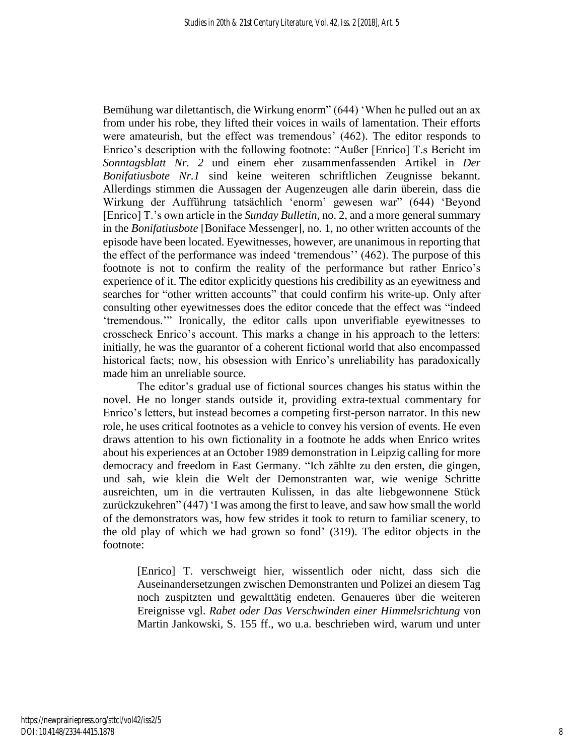Bemühung war dilettantisch, die Wirkung enorm" (644) 'When he pulled out an ax from under his robe, they lifted their voices in wails of lamentation. Their efforts were amateurish, but the effect was tremendous' (462). The editor responds to Enrico's description with the following footnote: "Außer [Enrico] T.s Bericht im *Sonntagsblatt Nr. 2* und einem eher zusammenfassenden Artikel in *Der Bonifatiusbote Nr.1* sind keine weiteren schriftlichen Zeugnisse bekannt. Allerdings stimmen die Aussagen der Augenzeugen alle darin überein, dass die Wirkung der Aufführung tatsächlich 'enorm' gewesen war" (644) 'Beyond [Enrico] T.'s own article in the *Sunday Bulletin*, no. 2, and a more general summary in the *Bonifatiusbote* [Boniface Messenger], no. 1, no other written accounts of the episode have been located. Eyewitnesses, however, are unanimous in reporting that the effect of the performance was indeed 'tremendous'' (462). The purpose of this footnote is not to confirm the reality of the performance but rather Enrico's experience of it. The editor explicitly questions his credibility as an eyewitness and searches for "other written accounts" that could confirm his write-up. Only after consulting other eyewitnesses does the editor concede that the effect was "indeed 'tremendous.'" Ironically, the editor calls upon unverifiable eyewitnesses to crosscheck Enrico's account. This marks a change in his approach to the letters: initially, he was the guarantor of a coherent fictional world that also encompassed historical facts; now, his obsession with Enrico's unreliability has paradoxically made him an unreliable source.

The editor's gradual use of fictional sources changes his status within the novel. He no longer stands outside it, providing extra-textual commentary for Enrico's letters, but instead becomes a competing first-person narrator. In this new role, he uses critical footnotes as a vehicle to convey his version of events. He even draws attention to his own fictionality in a footnote he adds when Enrico writes about his experiences at an October 1989 demonstration in Leipzig calling for more democracy and freedom in East Germany. "Ich zählte zu den ersten, die gingen, und sah, wie klein die Welt der Demonstranten war, wie wenige Schritte ausreichten, um in die vertrauten Kulissen, in das alte liebgewonnene Stück zurückzukehren" (447) 'I was among the first to leave, and saw how small the world of the demonstrators was, how few strides it took to return to familiar scenery, to the old play of which we had grown so fond' (319). The editor objects in the footnote:

> [Enrico] T. verschweigt hier, wissentlich oder nicht, dass sich die Auseinandersetzungen zwischen Demonstranten und Polizei an diesem Tag noch zuspitzten und gewalttätig endeten. Genaueres über die weiteren Ereignisse vgl. *Rabet oder Das Verschwinden einer Himmelsrichtung* von Martin Jankowski, S. 155 ff., wo u.a. beschrieben wird, warum und unter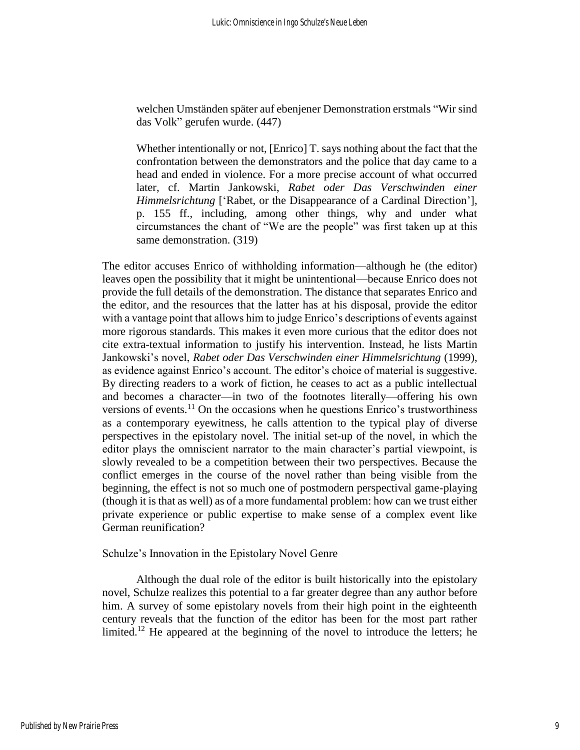> welchen Umständen später auf ebenjener Demonstration erstmals "Wir sind das Volk" gerufen wurde. (447)
>
> Whether intentionally or not, [Enrico] T. says nothing about the fact that the confrontation between the demonstrators and the police that day came to a head and ended in violence. For a more precise account of what occurred later, cf. Martin Jankowski, *Rabet oder Das Verschwinden einer Himmelsrichtung* ['Rabet, or the Disappearance of a Cardinal Direction'], p. 155 ff., including, among other things, why and under what circumstances the chant of "We are the people" was first taken up at this same demonstration. (319)

The editor accuses Enrico of withholding information—although he (the editor) leaves open the possibility that it might be unintentional—because Enrico does not provide the full details of the demonstration. The distance that separates Enrico and the editor, and the resources that the latter has at his disposal, provide the editor with a vantage point that allows him to judge Enrico's descriptions of events against more rigorous standards. This makes it even more curious that the editor does not cite extra-textual information to justify his intervention. Instead, he lists Martin Jankowski's novel, *Rabet oder Das Verschwinden einer Himmelsrichtung* (1999), as evidence against Enrico's account. The editor's choice of material is suggestive. By directing readers to a work of fiction, he ceases to act as a public intellectual and becomes a character—in two of the footnotes literally—offering his own versions of events.[11] On the occasions when he questions Enrico's trustworthiness as a contemporary eyewitness, he calls attention to the typical play of diverse perspectives in the epistolary novel. The initial set-up of the novel, in which the editor plays the omniscient narrator to the main character's partial viewpoint, is slowly revealed to be a competition between their two perspectives. Because the conflict emerges in the course of the novel rather than being visible from the beginning, the effect is not so much one of postmodern perspectival game-playing (though it is that as well) as of a more fundamental problem: how can we trust either private experience or public expertise to make sense of a complex event like German reunification?

## Schulze's Innovation in the Epistolary Novel Genre

Although the dual role of the editor is built historically into the epistolary novel, Schulze realizes this potential to a far greater degree than any author before him. A survey of some epistolary novels from their high point in the eighteenth century reveals that the function of the editor has been for the most part rather limited.[12] He appeared at the beginning of the novel to introduce the letters; he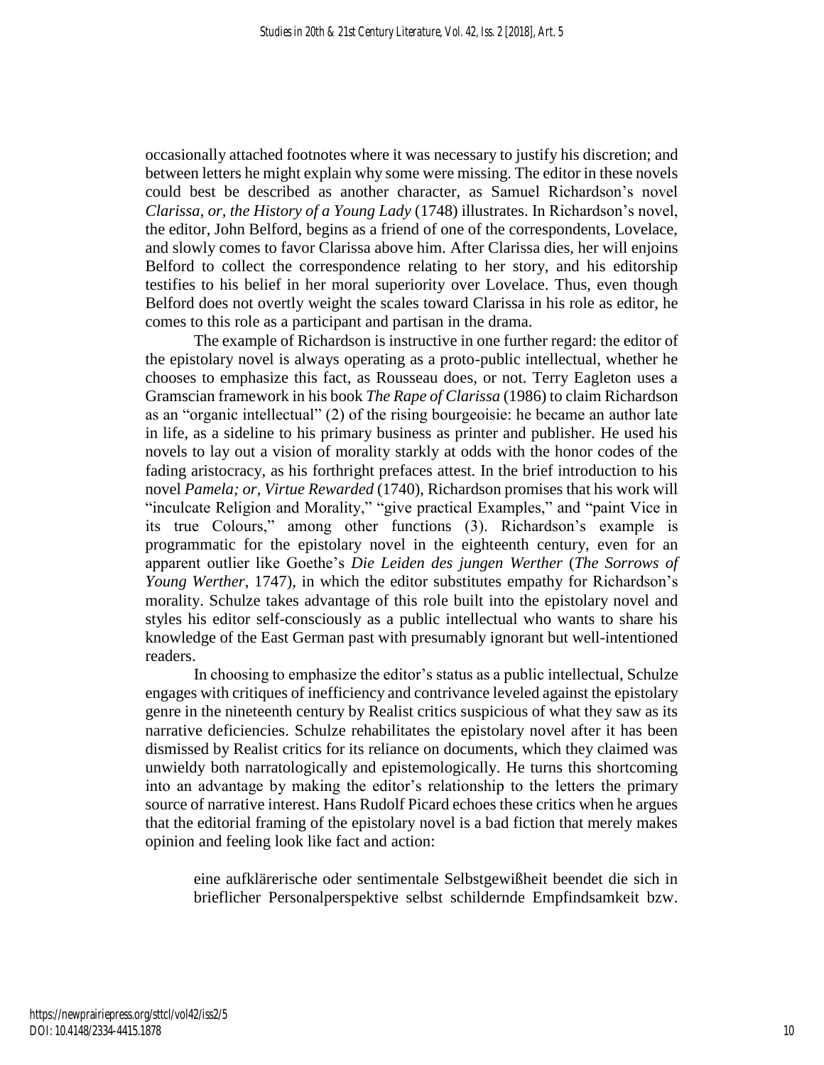occasionally attached footnotes where it was necessary to justify his discretion; and between letters he might explain why some were missing. The editor in these novels could best be described as another character, as Samuel Richardson's novel *Clarissa, or, the History of a Young Lady* (1748) illustrates. In Richardson's novel, the editor, John Belford, begins as a friend of one of the correspondents, Lovelace, and slowly comes to favor Clarissa above him. After Clarissa dies, her will enjoins Belford to collect the correspondence relating to her story, and his editorship testifies to his belief in her moral superiority over Lovelace. Thus, even though Belford does not overtly weight the scales toward Clarissa in his role as editor, he comes to this role as a participant and partisan in the drama.

The example of Richardson is instructive in one further regard: the editor of the epistolary novel is always operating as a proto-public intellectual, whether he chooses to emphasize this fact, as Rousseau does, or not. Terry Eagleton uses a Gramscian framework in his book *The Rape of Clarissa* (1986) to claim Richardson as an "organic intellectual" (2) of the rising bourgeoisie: he became an author late in life, as a sideline to his primary business as printer and publisher. He used his novels to lay out a vision of morality starkly at odds with the honor codes of the fading aristocracy, as his forthright prefaces attest. In the brief introduction to his novel *Pamela; or, Virtue Rewarded* (1740), Richardson promises that his work will "inculcate Religion and Morality," "give practical Examples," and "paint Vice in its true Colours," among other functions (3). Richardson's example is programmatic for the epistolary novel in the eighteenth century, even for an apparent outlier like Goethe's *Die Leiden des jungen Werther* (*The Sorrows of Young Werther*, 1747), in which the editor substitutes empathy for Richardson's morality. Schulze takes advantage of this role built into the epistolary novel and styles his editor self-consciously as a public intellectual who wants to share his knowledge of the East German past with presumably ignorant but well-intentioned readers.

In choosing to emphasize the editor's status as a public intellectual, Schulze engages with critiques of inefficiency and contrivance leveled against the epistolary genre in the nineteenth century by Realist critics suspicious of what they saw as its narrative deficiencies. Schulze rehabilitates the epistolary novel after it has been dismissed by Realist critics for its reliance on documents, which they claimed was unwieldy both narratologically and epistemologically. He turns this shortcoming into an advantage by making the editor's relationship to the letters the primary source of narrative interest. Hans Rudolf Picard echoes these critics when he argues that the editorial framing of the epistolary novel is a bad fiction that merely makes opinion and feeling look like fact and action:

> eine aufklärerische oder sentimentale Selbstgewißheit beendet die sich in brieflicher Personalperspektive selbst schildernde Empfindsamkeit bzw.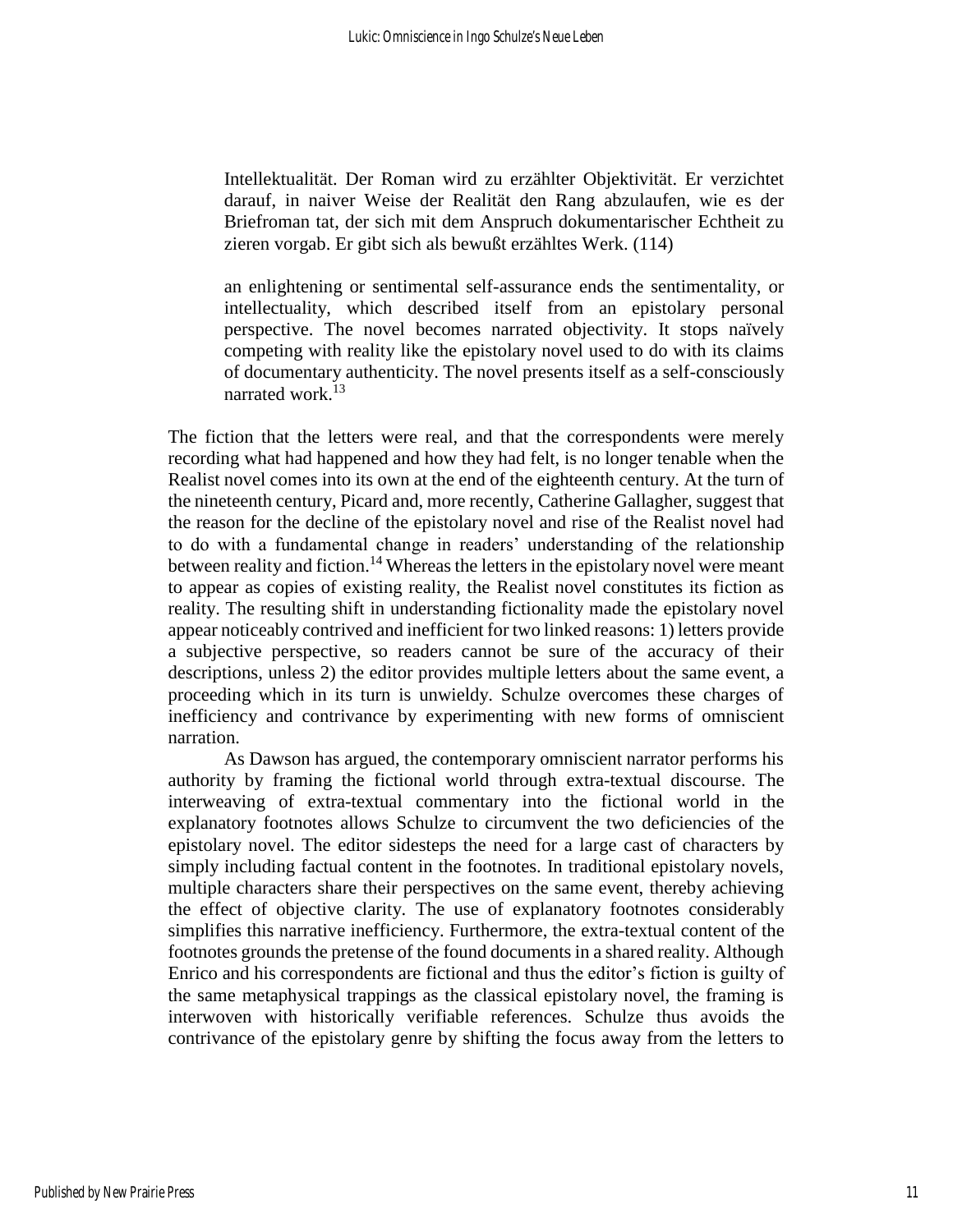> Intellektualität. Der Roman wird zu erzählter Objektivität. Er verzichtet darauf, in naiver Weise der Realität den Rang abzulaufen, wie es der Briefroman tat, der sich mit dem Anspruch dokumentarischer Echtheit zu zieren vorgab. Er gibt sich als bewußt erzähltes Werk. (114)
>
> an enlightening or sentimental self-assurance ends the sentimentality, or intellectuality, which described itself from an epistolary personal perspective. The novel becomes narrated objectivity. It stops naïvely competing with reality like the epistolary novel used to do with its claims of documentary authenticity. The novel presents itself as a self-consciously narrated work.[13]

The fiction that the letters were real, and that the correspondents were merely recording what had happened and how they had felt, is no longer tenable when the Realist novel comes into its own at the end of the eighteenth century. At the turn of the nineteenth century, Picard and, more recently, Catherine Gallagher, suggest that the reason for the decline of the epistolary novel and rise of the Realist novel had to do with a fundamental change in readers' understanding of the relationship between reality and fiction.[14] Whereas the letters in the epistolary novel were meant to appear as copies of existing reality, the Realist novel constitutes its fiction as reality. The resulting shift in understanding fictionality made the epistolary novel appear noticeably contrived and inefficient for two linked reasons: 1) letters provide a subjective perspective, so readers cannot be sure of the accuracy of their descriptions, unless 2) the editor provides multiple letters about the same event, a proceeding which in its turn is unwieldy. Schulze overcomes these charges of inefficiency and contrivance by experimenting with new forms of omniscient narration.

As Dawson has argued, the contemporary omniscient narrator performs his authority by framing the fictional world through extra-textual discourse. The interweaving of extra-textual commentary into the fictional world in the explanatory footnotes allows Schulze to circumvent the two deficiencies of the epistolary novel. The editor sidesteps the need for a large cast of characters by simply including factual content in the footnotes. In traditional epistolary novels, multiple characters share their perspectives on the same event, thereby achieving the effect of objective clarity. The use of explanatory footnotes considerably simplifies this narrative inefficiency. Furthermore, the extra-textual content of the footnotes grounds the pretense of the found documents in a shared reality. Although Enrico and his correspondents are fictional and thus the editor's fiction is guilty of the same metaphysical trappings as the classical epistolary novel, the framing is interwoven with historically verifiable references. Schulze thus avoids the contrivance of the epistolary genre by shifting the focus away from the letters to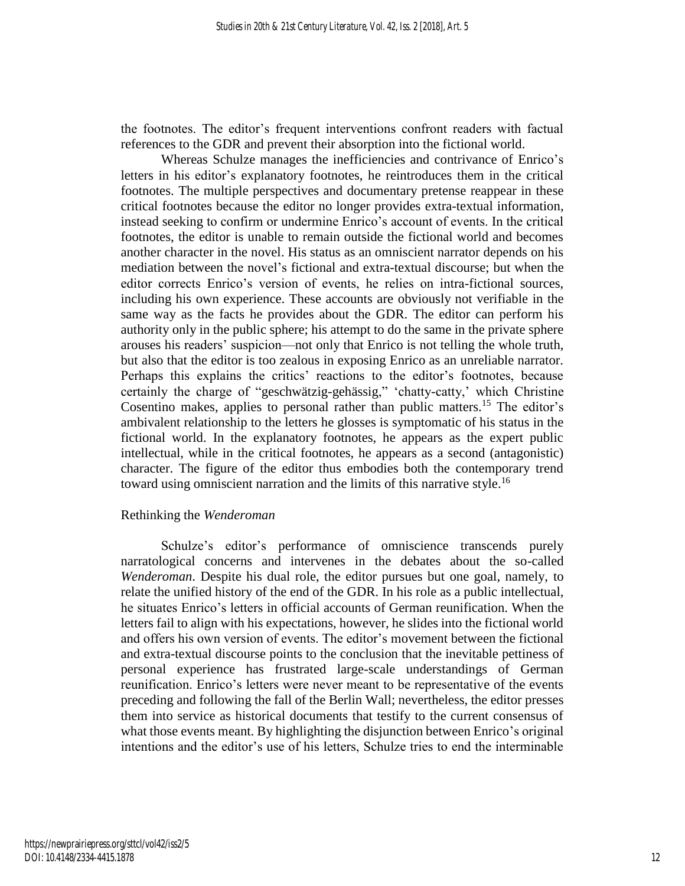the footnotes. The editor's frequent interventions confront readers with factual references to the GDR and prevent their absorption into the fictional world.

Whereas Schulze manages the inefficiencies and contrivance of Enrico's letters in his editor's explanatory footnotes, he reintroduces them in the critical footnotes. The multiple perspectives and documentary pretense reappear in these critical footnotes because the editor no longer provides extra-textual information, instead seeking to confirm or undermine Enrico's account of events. In the critical footnotes, the editor is unable to remain outside the fictional world and becomes another character in the novel. His status as an omniscient narrator depends on his mediation between the novel's fictional and extra-textual discourse; but when the editor corrects Enrico's version of events, he relies on intra-fictional sources, including his own experience. These accounts are obviously not verifiable in the same way as the facts he provides about the GDR. The editor can perform his authority only in the public sphere; his attempt to do the same in the private sphere arouses his readers' suspicion—not only that Enrico is not telling the whole truth, but also that the editor is too zealous in exposing Enrico as an unreliable narrator. Perhaps this explains the critics' reactions to the editor's footnotes, because certainly the charge of "geschwätzig-gehässig," 'chatty-catty,' which Christine Cosentino makes, applies to personal rather than public matters.[15] The editor's ambivalent relationship to the letters he glosses is symptomatic of his status in the fictional world. In the explanatory footnotes, he appears as the expert public intellectual, while in the critical footnotes, he appears as a second (antagonistic) character. The figure of the editor thus embodies both the contemporary trend toward using omniscient narration and the limits of this narrative style.[16]

## Rethinking the *Wenderoman*

Schulze's editor's performance of omniscience transcends purely narratological concerns and intervenes in the debates about the so-called *Wenderoman*. Despite his dual role, the editor pursues but one goal, namely, to relate the unified history of the end of the GDR. In his role as a public intellectual, he situates Enrico's letters in official accounts of German reunification. When the letters fail to align with his expectations, however, he slides into the fictional world and offers his own version of events. The editor's movement between the fictional and extra-textual discourse points to the conclusion that the inevitable pettiness of personal experience has frustrated large-scale understandings of German reunification. Enrico's letters were never meant to be representative of the events preceding and following the fall of the Berlin Wall; nevertheless, the editor presses them into service as historical documents that testify to the current consensus of what those events meant. By highlighting the disjunction between Enrico's original intentions and the editor's use of his letters, Schulze tries to end the interminable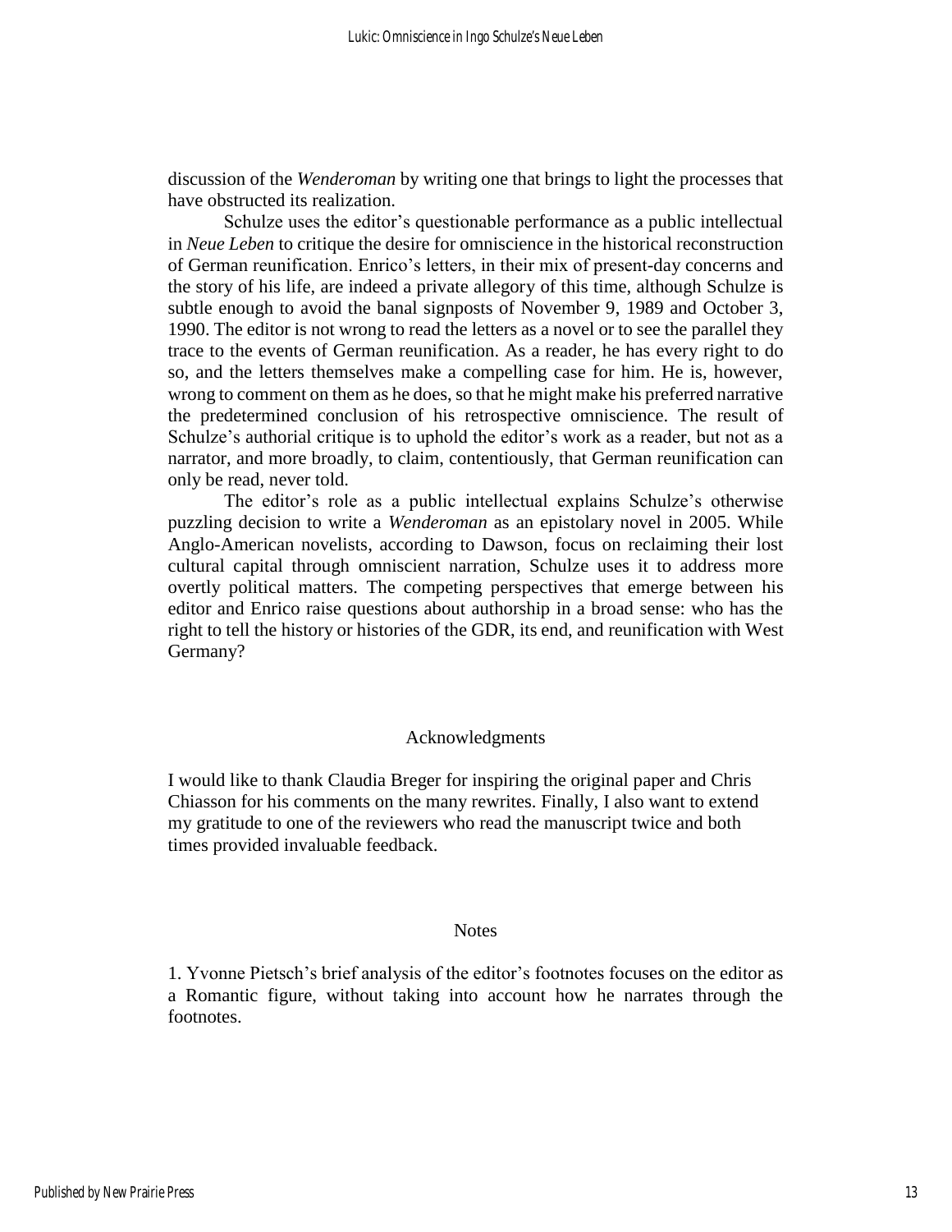discussion of the *Wenderoman* by writing one that brings to light the processes that have obstructed its realization.

Schulze uses the editor's questionable performance as a public intellectual in *Neue Leben* to critique the desire for omniscience in the historical reconstruction of German reunification. Enrico's letters, in their mix of present-day concerns and the story of his life, are indeed a private allegory of this time, although Schulze is subtle enough to avoid the banal signposts of November 9, 1989 and October 3, 1990. The editor is not wrong to read the letters as a novel or to see the parallel they trace to the events of German reunification. As a reader, he has every right to do so, and the letters themselves make a compelling case for him. He is, however, wrong to comment on them as he does, so that he might make his preferred narrative the predetermined conclusion of his retrospective omniscience. The result of Schulze's authorial critique is to uphold the editor's work as a reader, but not as a narrator, and more broadly, to claim, contentiously, that German reunification can only be read, never told.

The editor's role as a public intellectual explains Schulze's otherwise puzzling decision to write a *Wenderoman* as an epistolary novel in 2005. While Anglo-American novelists, according to Dawson, focus on reclaiming their lost cultural capital through omniscient narration, Schulze uses it to address more overtly political matters. The competing perspectives that emerge between his editor and Enrico raise questions about authorship in a broad sense: who has the right to tell the history or histories of the GDR, its end, and reunification with West Germany?

## Acknowledgments

I would like to thank Claudia Breger for inspiring the original paper and Chris Chiasson for his comments on the many rewrites. Finally, I also want to extend my gratitude to one of the reviewers who read the manuscript twice and both times provided invaluable feedback.

## Notes

1. Yvonne Pietsch's brief analysis of the editor's footnotes focuses on the editor as a Romantic figure, without taking into account how he narrates through the footnotes.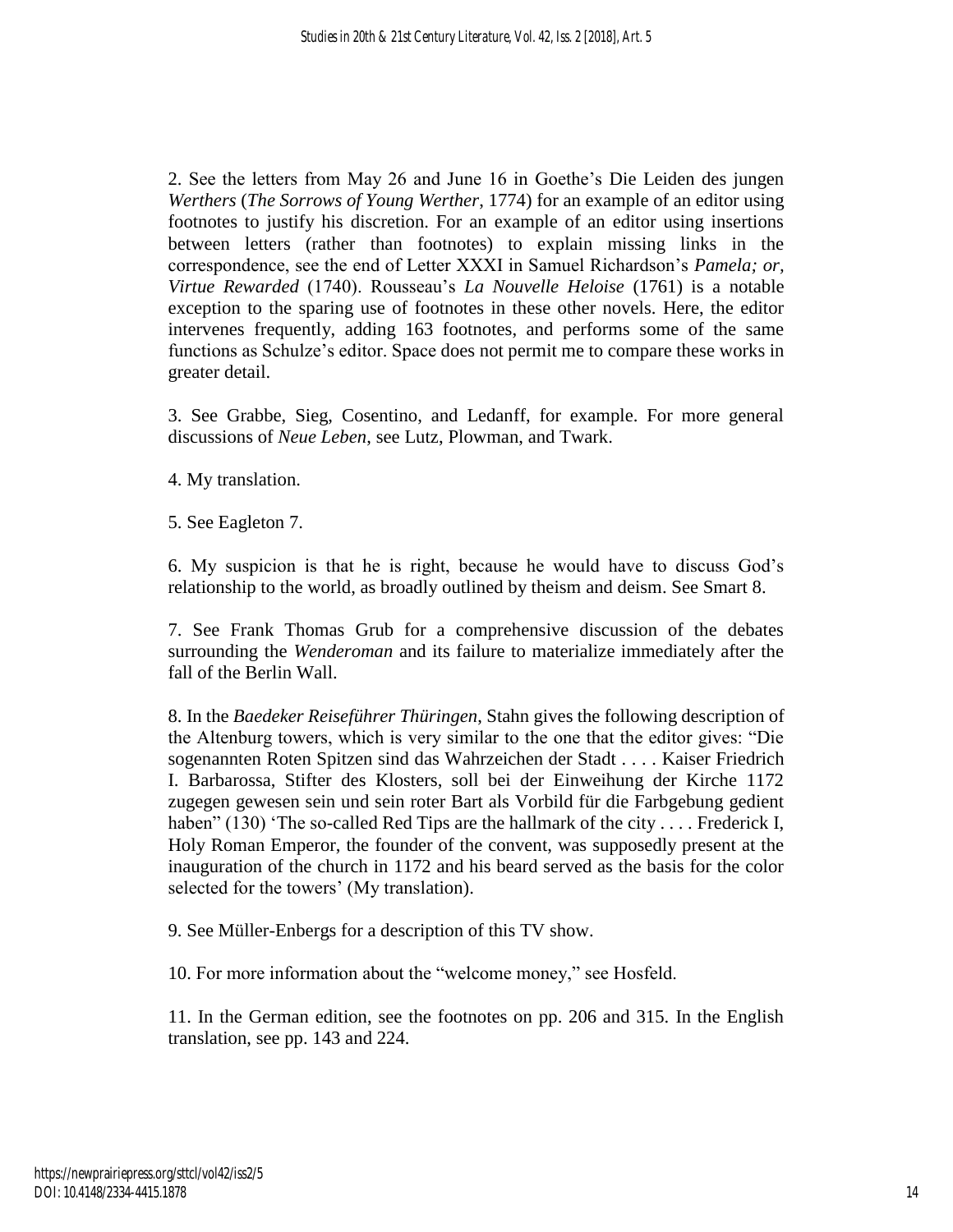2. See the letters from May 26 and June 16 in Goethe's Die Leiden des jungen *Werthers* (*The Sorrows of Young Werther*, 1774) for an example of an editor using footnotes to justify his discretion. For an example of an editor using insertions between letters (rather than footnotes) to explain missing links in the correspondence, see the end of Letter XXXI in Samuel Richardson's *Pamela; or, Virtue Rewarded* (1740). Rousseau's *La Nouvelle Heloise* (1761) is a notable exception to the sparing use of footnotes in these other novels. Here, the editor intervenes frequently, adding 163 footnotes, and performs some of the same functions as Schulze's editor. Space does not permit me to compare these works in greater detail.

3. See Grabbe, Sieg, Cosentino, and Ledanff, for example. For more general discussions of *Neue Leben*, see Lutz, Plowman, and Twark.

4. My translation.

5. See Eagleton 7.

6. My suspicion is that he is right, because he would have to discuss God's relationship to the world, as broadly outlined by theism and deism. See Smart 8.

7. See Frank Thomas Grub for a comprehensive discussion of the debates surrounding the *Wenderoman* and its failure to materialize immediately after the fall of the Berlin Wall.

8. In the *Baedeker Reiseführer Thüringen*, Stahn gives the following description of the Altenburg towers, which is very similar to the one that the editor gives: "Die sogenannten Roten Spitzen sind das Wahrzeichen der Stadt . . . . Kaiser Friedrich I. Barbarossa, Stifter des Klosters, soll bei der Einweihung der Kirche 1172 zugegen gewesen sein und sein roter Bart als Vorbild für die Farbgebung gedient haben" (130) 'The so-called Red Tips are the hallmark of the city . . . . Frederick I, Holy Roman Emperor, the founder of the convent, was supposedly present at the inauguration of the church in 1172 and his beard served as the basis for the color selected for the towers' (My translation).

9. See Müller-Enbergs for a description of this TV show.

10. For more information about the "welcome money," see Hosfeld.

11. In the German edition, see the footnotes on pp. 206 and 315. In the English translation, see pp. 143 and 224.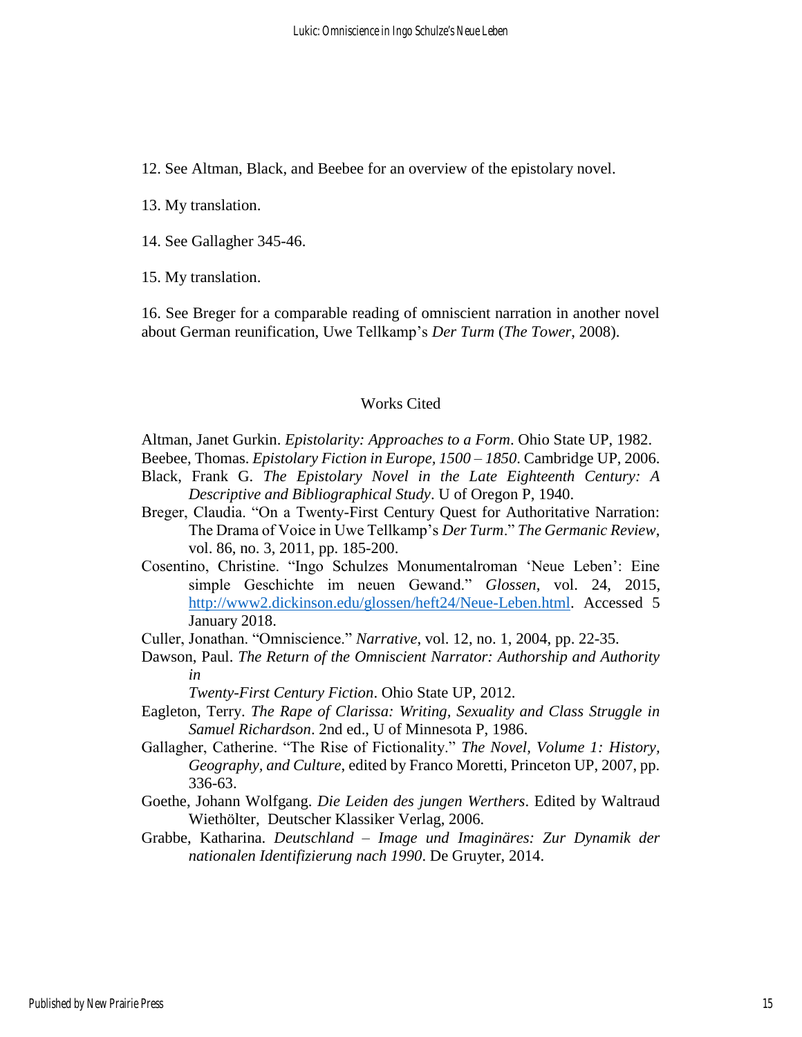12. See Altman, Black, and Beebee for an overview of the epistolary novel.

13. My translation.

14. See Gallagher 345-46.

15. My translation.

16. See Breger for a comparable reading of omniscient narration in another novel about German reunification, Uwe Tellkamp's *Der Turm* (*The Tower*, 2008).

## Works Cited

Altman, Janet Gurkin. *Epistolarity: Approaches to a Form*. Ohio State UP, 1982.

Beebee, Thomas. *Epistolary Fiction in Europe, 1500 – 1850*. Cambridge UP, 2006.

Black, Frank G. *The Epistolary Novel in the Late Eighteenth Century: A Descriptive and Bibliographical Study*. U of Oregon P, 1940.

Breger, Claudia. "On a Twenty-First Century Quest for Authoritative Narration: The Drama of Voice in Uwe Tellkamp's *Der Turm*." *The Germanic Review*, vol. 86, no. 3, 2011, pp. 185-200.

Cosentino, Christine. "Ingo Schulzes Monumentalroman 'Neue Leben': Eine simple Geschichte im neuen Gewand." *Glossen*, vol. 24, 2015, http://www2.dickinson.edu/glossen/heft24/Neue-Leben.html. Accessed 5 January 2018.

Culler, Jonathan. "Omniscience." *Narrative*, vol. 12, no. 1, 2004, pp. 22-35.

Dawson, Paul. *The Return of the Omniscient Narrator: Authorship and Authority in Twenty-First Century Fiction*. Ohio State UP, 2012.

Eagleton, Terry. *The Rape of Clarissa: Writing, Sexuality and Class Struggle in Samuel Richardson*. 2nd ed., U of Minnesota P, 1986.

Gallagher, Catherine. "The Rise of Fictionality." *The Novel, Volume 1: History, Geography, and Culture*, edited by Franco Moretti, Princeton UP, 2007, pp. 336-63.

Goethe, Johann Wolfgang. *Die Leiden des jungen Werthers*. Edited by Waltraud Wiethölter, Deutscher Klassiker Verlag, 2006.

Grabbe, Katharina. *Deutschland – Image und Imaginäres: Zur Dynamik der nationalen Identifizierung nach 1990*. De Gruyter, 2014.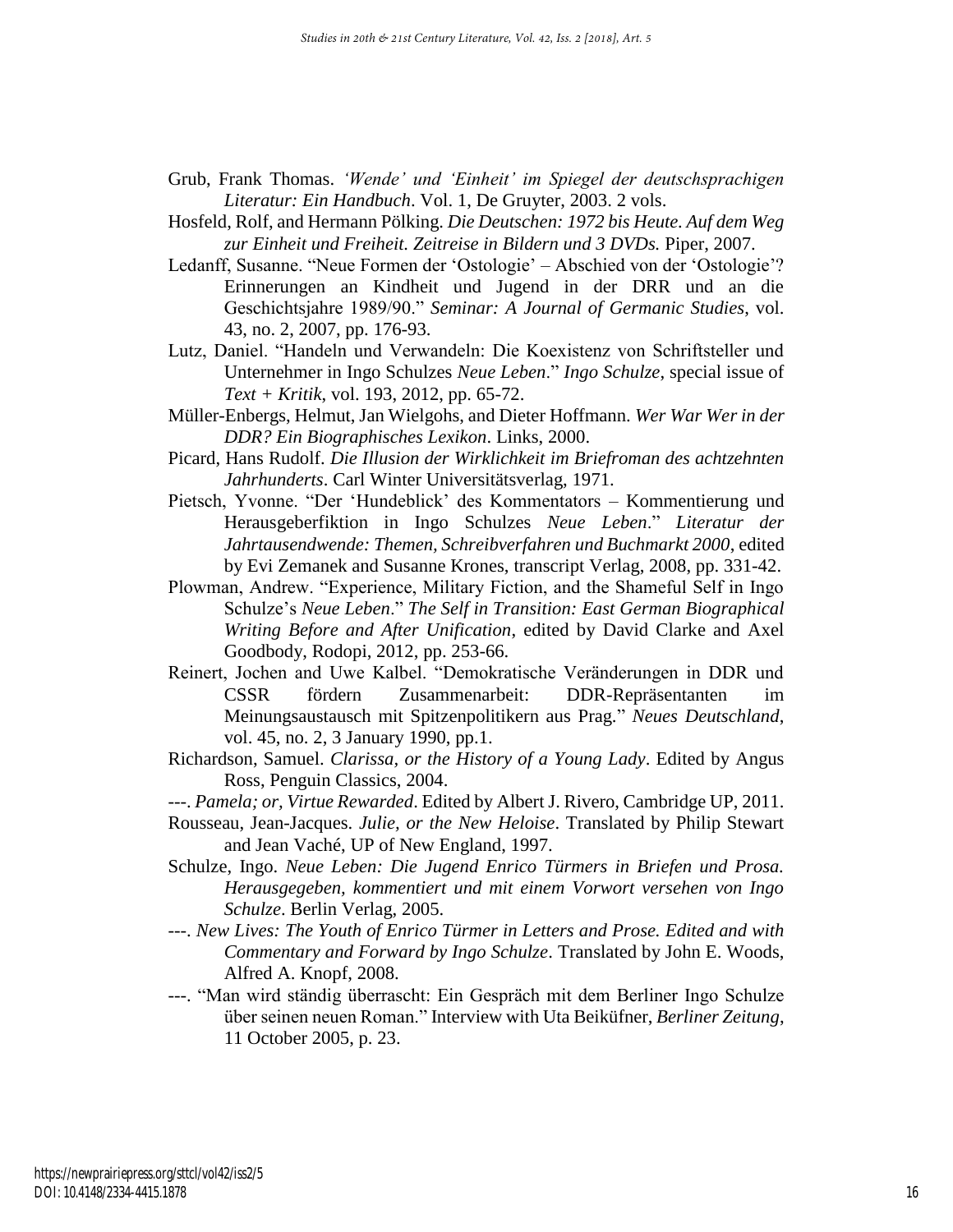Grub, Frank Thomas. *'Wende' und 'Einheit' im Spiegel der deutschsprachigen Literatur: Ein Handbuch*. Vol. 1, De Gruyter, 2003. 2 vols.

Hosfeld, Rolf, and Hermann Pölking. *Die Deutschen: 1972 bis Heute. Auf dem Weg zur Einheit und Freiheit. Zeitreise in Bildern und 3 DVDs.* Piper, 2007.

Ledanff, Susanne. "Neue Formen der 'Ostologie' – Abschied von der 'Ostologie'? Erinnerungen an Kindheit und Jugend in der DRR und an die Geschichtsjahre 1989/90." *Seminar: A Journal of Germanic Studies*, vol. 43, no. 2, 2007, pp. 176-93.

Lutz, Daniel. "Handeln und Verwandeln: Die Koexistenz von Schriftsteller und Unternehmer in Ingo Schulzes *Neue Leben*." *Ingo Schulze*, special issue of *Text + Kritik*, vol. 193, 2012, pp. 65-72.

Müller-Enbergs, Helmut, Jan Wielgohs, and Dieter Hoffmann. *Wer War Wer in der DDR? Ein Biographisches Lexikon*. Links, 2000.

Picard, Hans Rudolf. *Die Illusion der Wirklichkeit im Briefroman des achtzehnten Jahrhunderts*. Carl Winter Universitätsverlag, 1971.

Pietsch, Yvonne. "Der 'Hundeblick' des Kommentators – Kommentierung und Herausgeberfiktion in Ingo Schulzes *Neue Leben*." *Literatur der Jahrtausendwende: Themen, Schreibverfahren und Buchmarkt 2000*, edited by Evi Zemanek and Susanne Krones, transcript Verlag, 2008, pp. 331-42.

Plowman, Andrew. "Experience, Military Fiction, and the Shameful Self in Ingo Schulze's *Neue Leben*." *The Self in Transition: East German Biographical Writing Before and After Unification*, edited by David Clarke and Axel Goodbody, Rodopi, 2012, pp. 253-66.

Reinert, Jochen and Uwe Kalbel. "Demokratische Veränderungen in DDR und CSSR fördern Zusammenarbeit: DDR-Repräsentanten im Meinungsaustausch mit Spitzenpolitikern aus Prag." *Neues Deutschland*, vol. 45, no. 2, 3 January 1990, pp.1.

Richardson, Samuel. *Clarissa, or the History of a Young Lady*. Edited by Angus Ross, Penguin Classics, 2004.

---. *Pamela; or, Virtue Rewarded*. Edited by Albert J. Rivero, Cambridge UP, 2011.

Rousseau, Jean-Jacques. *Julie, or the New Heloise*. Translated by Philip Stewart and Jean Vaché, UP of New England, 1997.

Schulze, Ingo. *Neue Leben: Die Jugend Enrico Türmers in Briefen und Prosa. Herausgegeben, kommentiert und mit einem Vorwort versehen von Ingo Schulze*. Berlin Verlag, 2005.

---. *New Lives: The Youth of Enrico Türmer in Letters and Prose. Edited and with Commentary and Forward by Ingo Schulze*. Translated by John E. Woods, Alfred A. Knopf, 2008.

---. "Man wird ständig überrascht: Ein Gespräch mit dem Berliner Ingo Schulze über seinen neuen Roman." Interview with Uta Beiküfner, *Berliner Zeitung*, 11 October 2005, p. 23.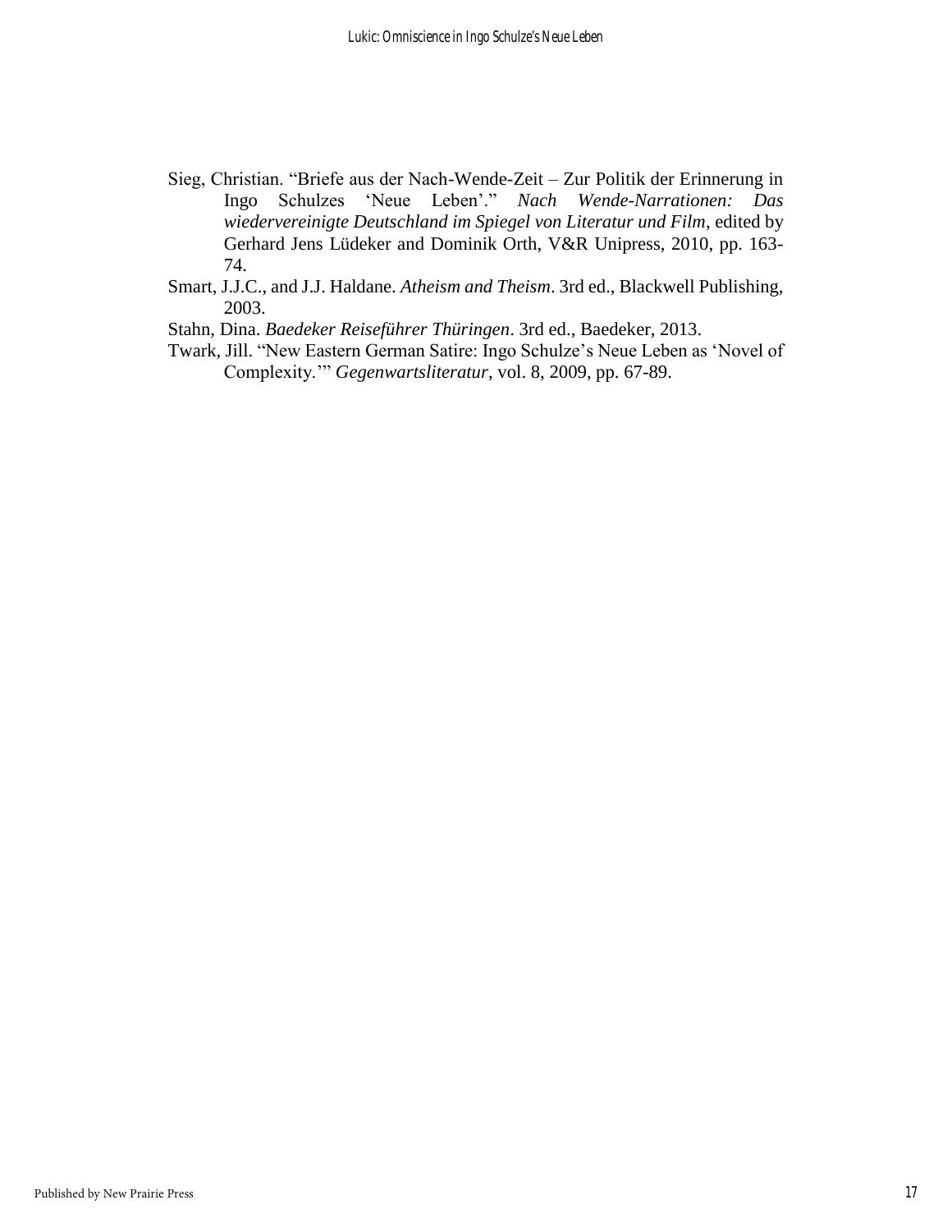Sieg, Christian. “Briefe aus der Nach-Wende-Zeit – Zur Politik der Erinnerung in Ingo Schulzes ‘Neue Leben’.” *Nach Wende-Narrationen: Das wiedervereinigte Deutschland im Spiegel von Literatur und Film*, edited by Gerhard Jens Lüdeker and Dominik Orth, V&R Unipress, 2010, pp. 163-74.

Smart, J.J.C., and J.J. Haldane. *Atheism and Theism*. 3rd ed., Blackwell Publishing, 2003.

Stahn, Dina. *Baedeker Reiseführer Thüringen*. 3rd ed., Baedeker, 2013.

Twark, Jill. “New Eastern German Satire: Ingo Schulze’s Neue Leben as ‘Novel of Complexity.’” *Gegenwartsliteratur*, vol. 8, 2009, pp. 67-89.